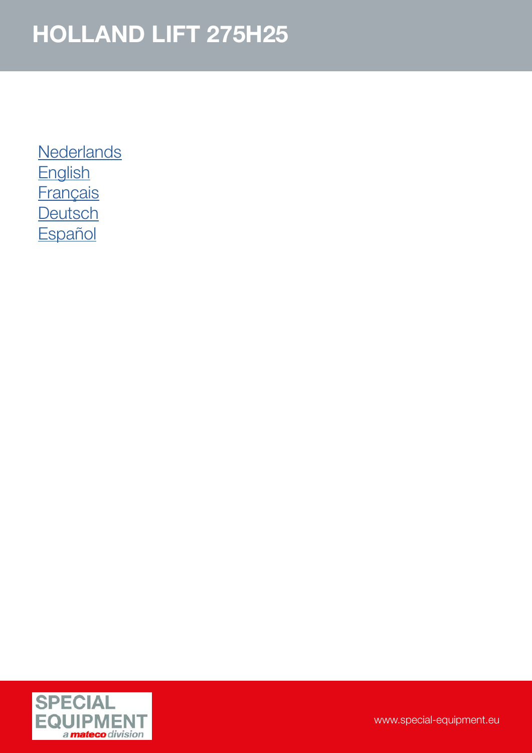# HOLLAND LIFT 275H25

Nederlands
English
Français
Deutsch
Español

SPECIAL EQUIPMENT
a mateco division

www.special-equipment.eu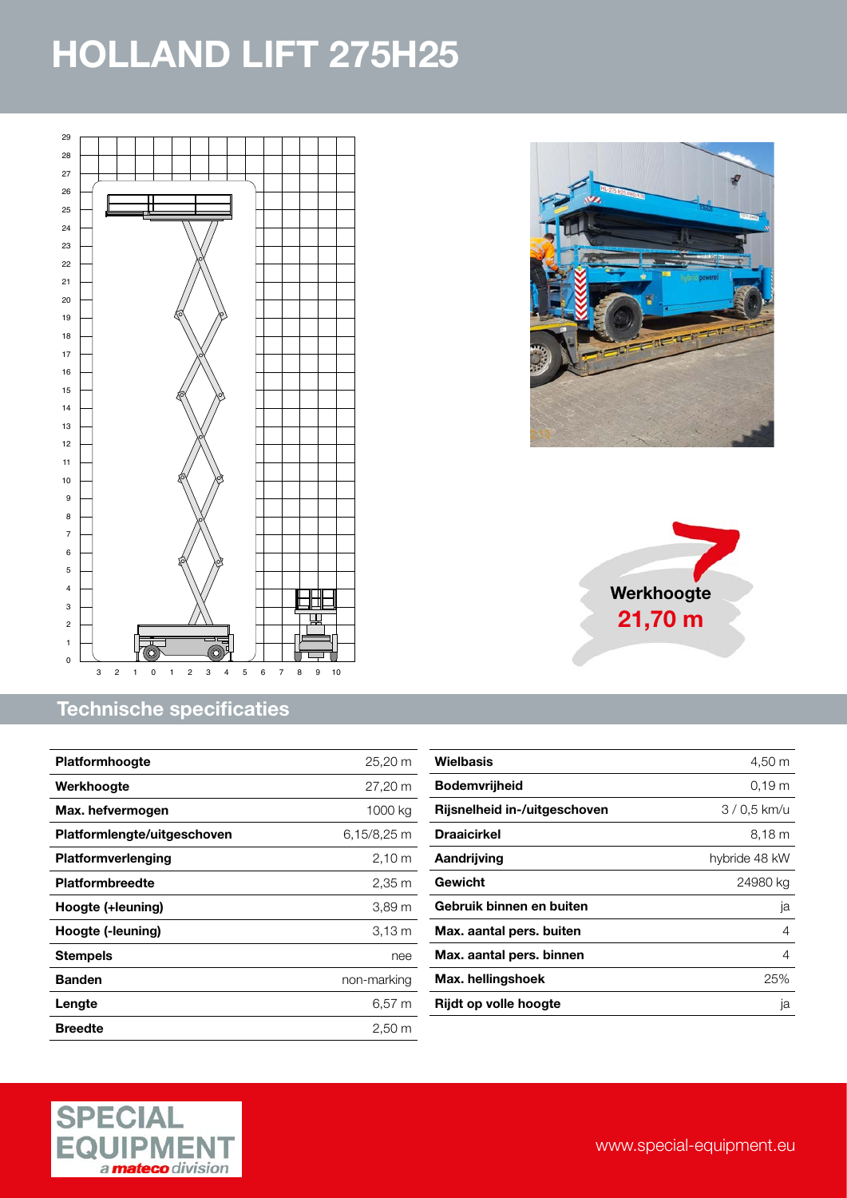# HOLLAND LIFT 275H25

**Werkhoogte**
**21,70 m**

## Technische specificaties

| Platformhoogte | 25,20 m |
|---|---|
| Werkhoogte | 27,20 m |
| Max. hefvermogen | 1000 kg |
| Platformlengte/uitgeschoven | 6,15/8,25 m |
| Platformverlenging | 2,10 m |
| Platformbreedte | 2,35 m |
| Hoogte (+leuning) | 3,89 m |
| Hoogte (-leuning) | 3,13 m |
| Stempels | nee |
| Banden | non-marking |
| Lengte | 6,57 m |
| Breedte | 2,50 m |

| Wielbasis | 4,50 m |
|---|---|
| Bodemvrijheid | 0,19 m |
| Rijsnelheid in-/uitgeschoven | 3 / 0,5 km/u |
| Draaicirkel | 8,18 m |
| Aandrijving | hybride 48 kW |
| Gewicht | 24980 kg |
| Gebruik binnen en buiten | ja |
| Max. aantal pers. buiten | 4 |
| Max. aantal pers. binnen | 4 |
| Max. hellingshoek | 25% |
| Rijdt op volle hoogte | ja |

SPECIAL EQUIPMENT
*a mateco division*

www.special-equipment.eu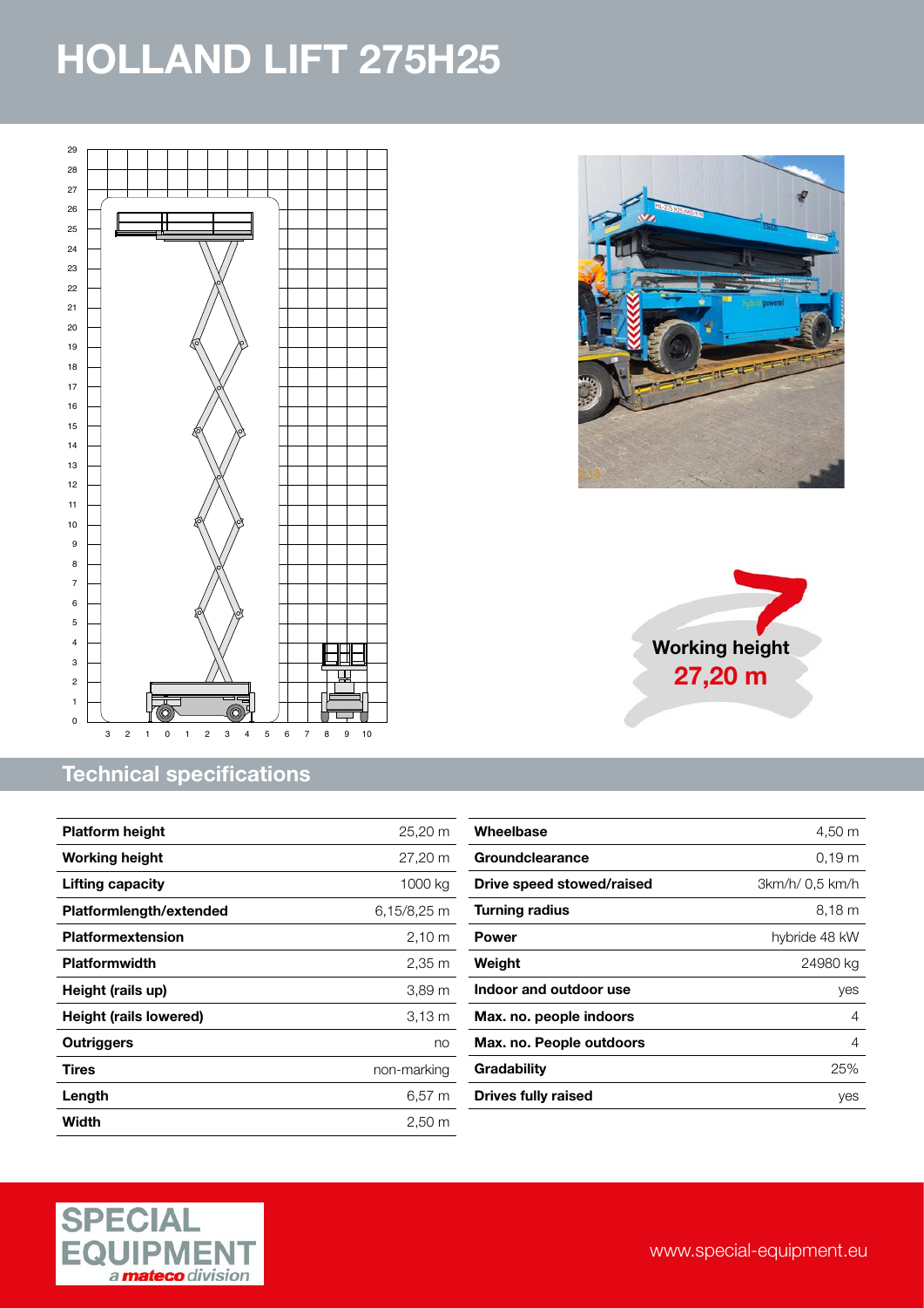# HOLLAND LIFT 275H25

**Working height**
**27,20 m**

## Technical specifications

| Platform height | 25,20 m |
|---|---|
| Working height | 27,20 m |
| Lifting capacity | 1000 kg |
| Platformlength/extended | 6,15/8,25 m |
| Platformextension | 2,10 m |
| Platformwidth | 2,35 m |
| Height (rails up) | 3,89 m |
| Height (rails lowered) | 3,13 m |
| Outriggers | no |
| Tires | non-marking |
| Length | 6,57 m |
| Width | 2,50 m |

| Wheelbase | 4,50 m |
|---|---|
| Groundclearance | 0,19 m |
| Drive speed stowed/raised | 3km/h/ 0,5 km/h |
| Turning radius | 8,18 m |
| Power | hybride 48 kW |
| Weight | 24980 kg |
| Indoor and outdoor use | yes |
| Max. no. people indoors | 4 |
| Max. no. People outdoors | 4 |
| Gradability | 25% |
| Drives fully raised | yes |

SPECIAL EQUIPMENT
*a mateco division*

www.special-equipment.eu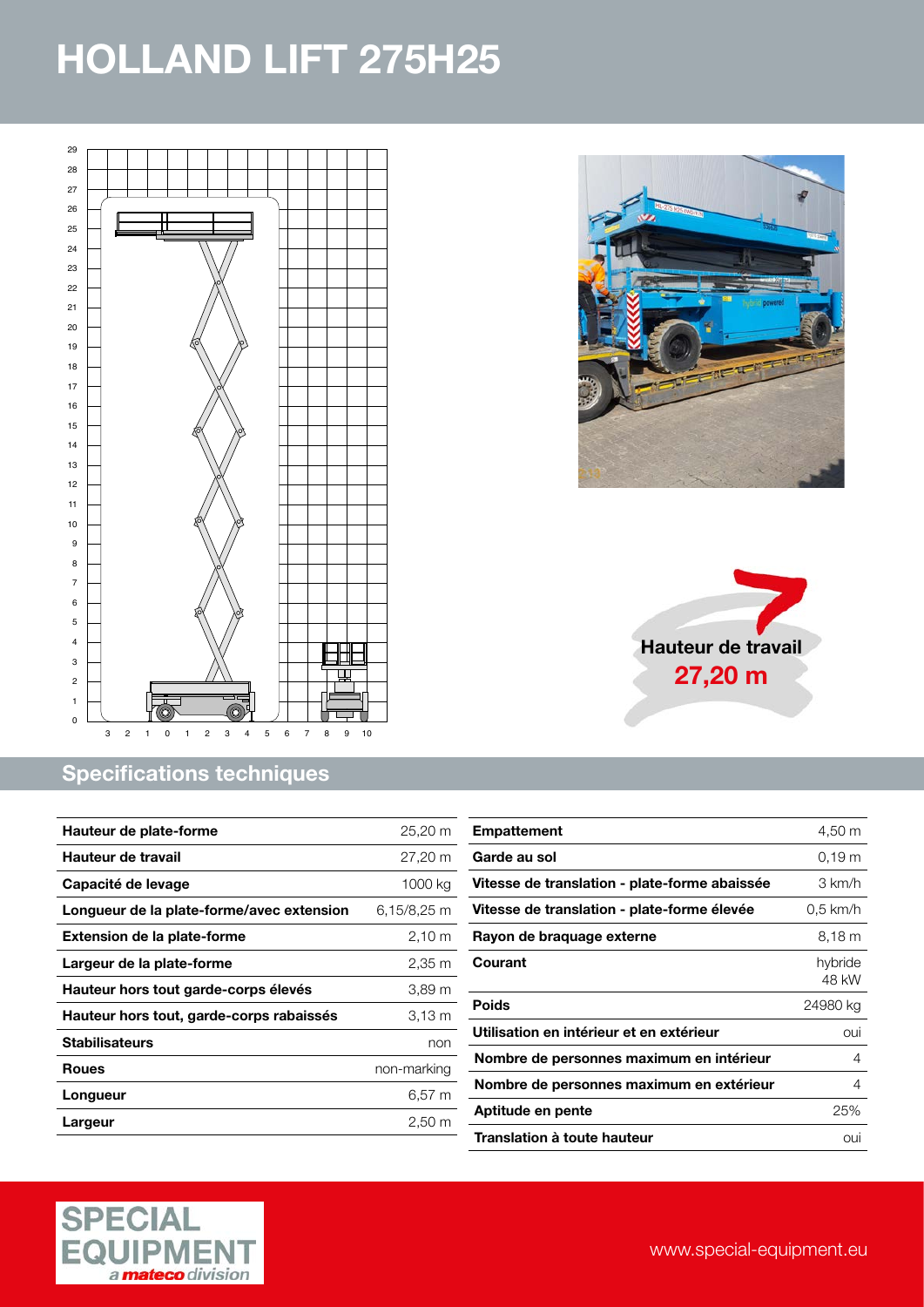# HOLLAND LIFT 275H25

Hauteur de travail
27,20 m

## Specifications techniques

| | |
|---|---|
| **Hauteur de plate-forme** | 25,20 m |
| **Hauteur de travail** | 27,20 m |
| **Capacité de levage** | 1000 kg |
| **Longueur de la plate-forme/avec extension** | 6,15/8,25 m |
| **Extension de la plate-forme** | 2,10 m |
| **Largeur de la plate-forme** | 2,35 m |
| **Hauteur hors tout garde-corps élevés** | 3,89 m |
| **Hauteur hors tout, garde-corps rabaissés** | 3,13 m |
| **Stabilisateurs** | non |
| **Roues** | non-marking |
| **Longueur** | 6,57 m |
| **Largeur** | 2,50 m |

| | |
|---|---|
| **Empattement** | 4,50 m |
| **Garde au sol** | 0,19 m |
| **Vitesse de translation - plate-forme abaissée** | 3 km/h |
| **Vitesse de translation - plate-forme élevée** | 0,5 km/h |
| **Rayon de braquage externe** | 8,18 m |
| **Courant** | hybride 48 kW |
| **Poids** | 24980 kg |
| **Utilisation en intérieur et en extérieur** | oui |
| **Nombre de personnes maximum en intérieur** | 4 |
| **Nombre de personnes maximum en extérieur** | 4 |
| **Aptitude en pente** | 25% |
| **Translation à toute hauteur** | oui |

SPECIAL EQUIPMENT a mateco division

www.special-equipment.eu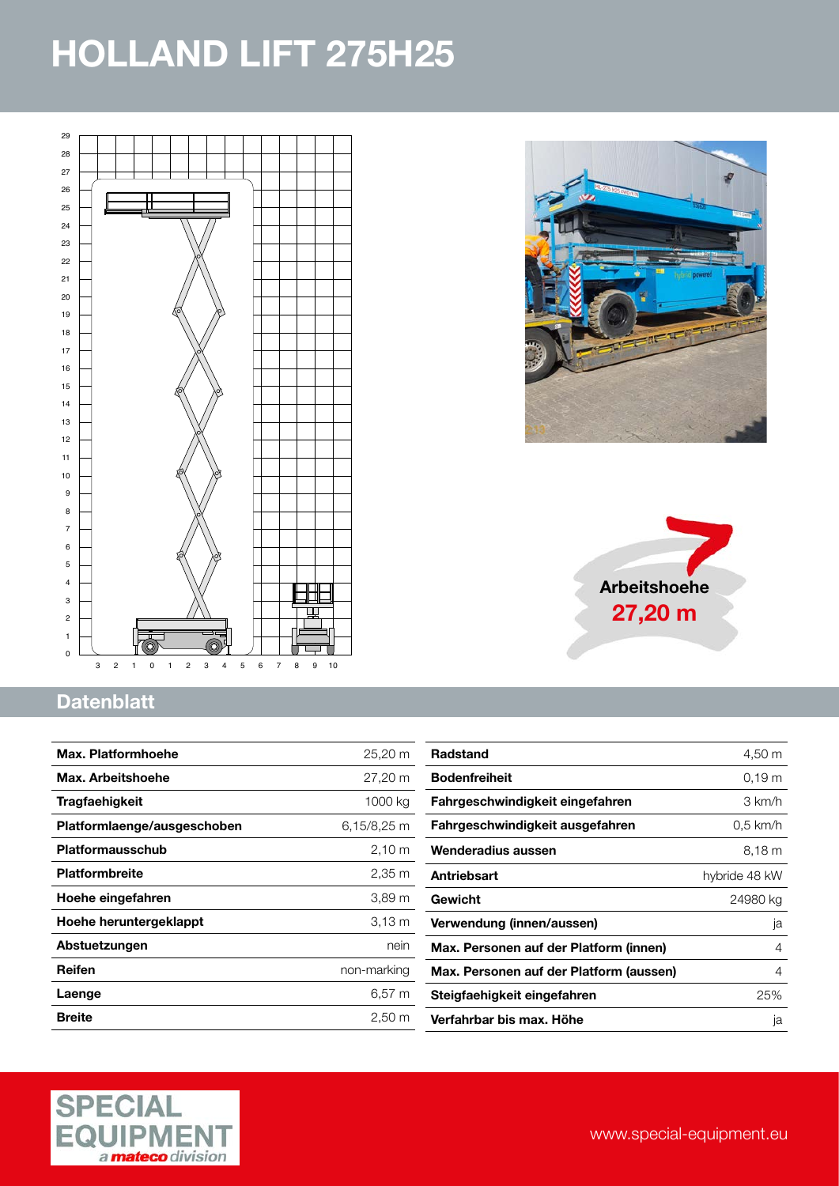# HOLLAND LIFT 275H25

**Arbeitshoehe**
**27,20 m**

## Datenblatt

| Max. Platformhoehe | 25,20 m |
|---|---|
| Max. Arbeitshoehe | 27,20 m |
| Tragfaehigkeit | 1000 kg |
| Platformlaenge/ausgeschoben | 6,15/8,25 m |
| Platformausschub | 2,10 m |
| Platformbreite | 2,35 m |
| Hoehe eingefahren | 3,89 m |
| Hoehe heruntergeklappt | 3,13 m |
| Abstuetzungen | nein |
| Reifen | non-marking |
| Laenge | 6,57 m |
| Breite | 2,50 m |

| Radstand | 4,50 m |
|---|---|
| Bodenfreiheit | 0,19 m |
| Fahrgeschwindigkeit eingefahren | 3 km/h |
| Fahrgeschwindigkeit ausgefahren | 0,5 km/h |
| Wenderadius aussen | 8,18 m |
| Antriebsart | hybride 48 kW |
| Gewicht | 24980 kg |
| Verwendung (innen/aussen) | ja |
| Max. Personen auf der Platform (innen) | 4 |
| Max. Personen auf der Platform (aussen) | 4 |
| Steigfaehigkeit eingefahren | 25% |
| Verfahrbar bis max. Höhe | ja |

SPECIAL EQUIPMENT *a mateco division*

www.special-equipment.eu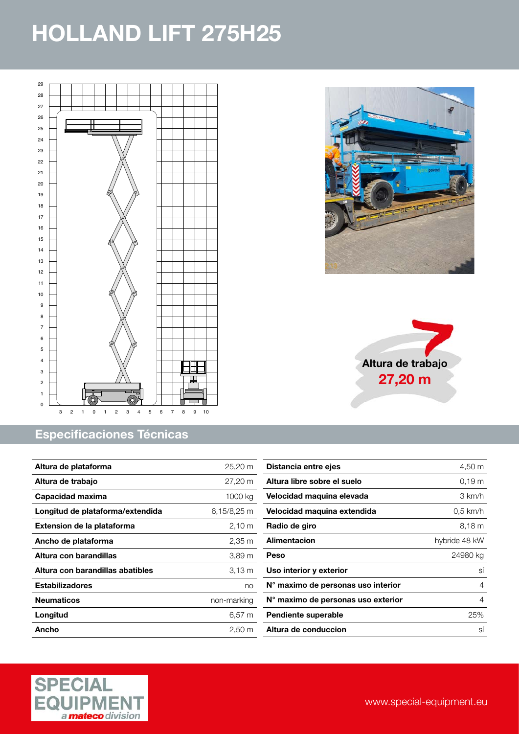# HOLLAND LIFT 275H25

29
28
27
26
25
24
23
22
21
20
19
18
17
16
15
14
13
12
11
10
9
8
7
6
5
4
3
2
1
0

3 2 1 0 1 2 3 4 5 6 7 8 9 10

**Altura de trabajo**
**27,20 m**

## Especificaciones Técnicas

| | |
|---|---|
| **Altura de plataforma** | 25,20 m |
| **Altura de trabajo** | 27,20 m |
| **Capacidad maxima** | 1000 kg |
| **Longitud de plataforma/extendida** | 6,15/8,25 m |
| **Extension de la plataforma** | 2,10 m |
| **Ancho de plataforma** | 2,35 m |
| **Altura con barandillas** | 3,89 m |
| **Altura con barandillas abatibles** | 3,13 m |
| **Estabilizadores** | no |
| **Neumaticos** | non-marking |
| **Longitud** | 6,57 m |
| **Ancho** | 2,50 m |

| | |
|---|---|
| **Distancia entre ejes** | 4,50 m |
| **Altura libre sobre el suelo** | 0,19 m |
| **Velocidad maquina elevada** | 3 km/h |
| **Velocidad maquina extendida** | 0,5 km/h |
| **Radio de giro** | 8,18 m |
| **Alimentacion** | hybride 48 kW |
| **Peso** | 24980 kg |
| **Uso interior y exterior** | sí |
| **N° maximo de personas uso interior** | 4 |
| **N° maximo de personas uso exterior** | 4 |
| **Pendiente superable** | 25% |
| **Altura de conduccion** | sí |

SPECIAL EQUIPMENT
a *mateco* division

www.special-equipment.eu